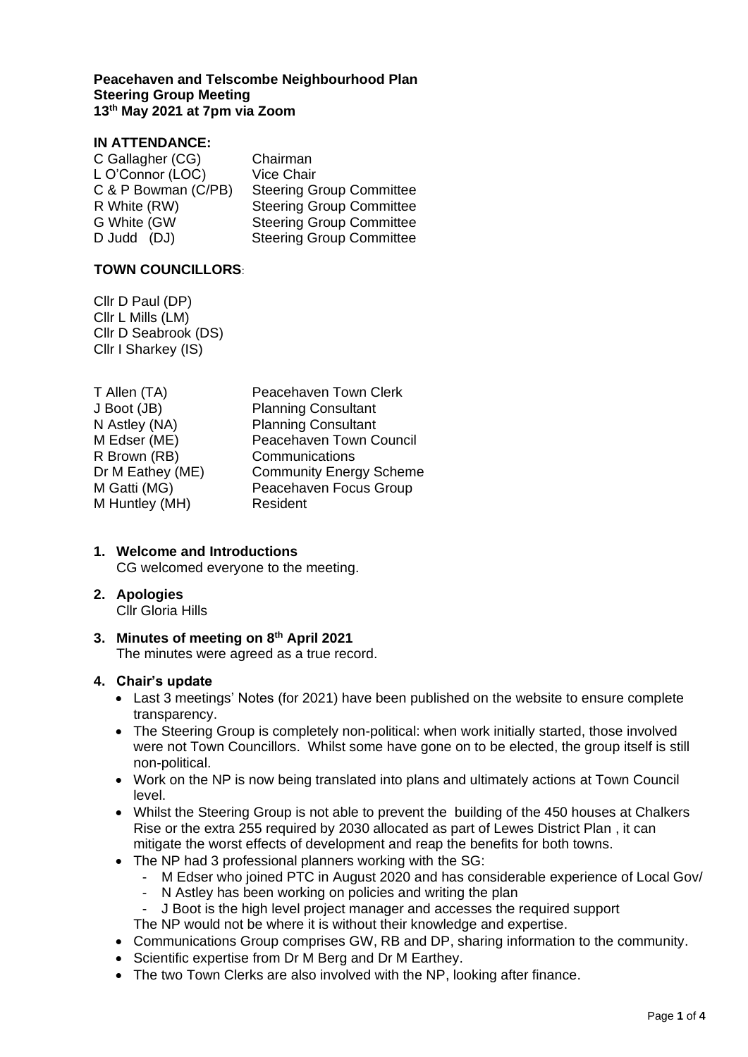**Peacehaven and Telscombe Neighbourhood Plan**
**Steering Group Meeting**
**13th May 2021 at 7pm via Zoom**

**IN ATTENDANCE:**

| | |
|---|---|
| C Gallagher (CG) | Chairman |
| L O'Connor (LOC) | Vice Chair |
| C & P Bowman (C/PB) | Steering Group Committee |
| R White (RW) | Steering Group Committee |
| G White (GW | Steering Group Committee |
| D Judd (DJ) | Steering Group Committee |

**TOWN COUNCILLORS**:

Cllr D Paul (DP)
Cllr L Mills (LM)
Cllr D Seabrook (DS)
Cllr I Sharkey (IS)

| | |
|---|---|
| T Allen (TA) | Peacehaven Town Clerk |
| J Boot (JB) | Planning Consultant |
| N Astley (NA) | Planning Consultant |
| M Edser (ME) | Peacehaven Town Council |
| R Brown (RB) | Communications |
| Dr M Eathey (ME) | Community Energy Scheme |
| M Gatti (MG) | Peacehaven Focus Group |
| M Huntley (MH) | Resident |

1. **Welcome and Introductions**
   CG welcomed everyone to the meeting.

2. **Apologies**
   Cllr Gloria Hills

3. **Minutes of meeting on 8th April 2021**
   The minutes were agreed as a true record.

4. **Chair's update**
   - Last 3 meetings' Notes (for 2021) have been published on the website to ensure complete transparency.
   - The Steering Group is completely non-political: when work initially started, those involved were not Town Councillors. Whilst some have gone on to be elected, the group itself is still non-political.
   - Work on the NP is now being translated into plans and ultimately actions at Town Council level.
   - Whilst the Steering Group is not able to prevent the building of the 450 houses at Chalkers Rise or the extra 255 required by 2030 allocated as part of Lewes District Plan , it can mitigate the worst effects of development and reap the benefits for both towns.
   - The NP had 3 professional planners working with the SG:
     - M Edser who joined PTC in August 2020 and has considerable experience of Local Gov/
     - N Astley has been working on policies and writing the plan
     - J Boot is the high level project manager and accesses the required support

     The NP would not be where it is without their knowledge and expertise.
   - Communications Group comprises GW, RB and DP, sharing information to the community.
   - Scientific expertise from Dr M Berg and Dr M Earthey.
   - The two Town Clerks are also involved with the NP, looking after finance.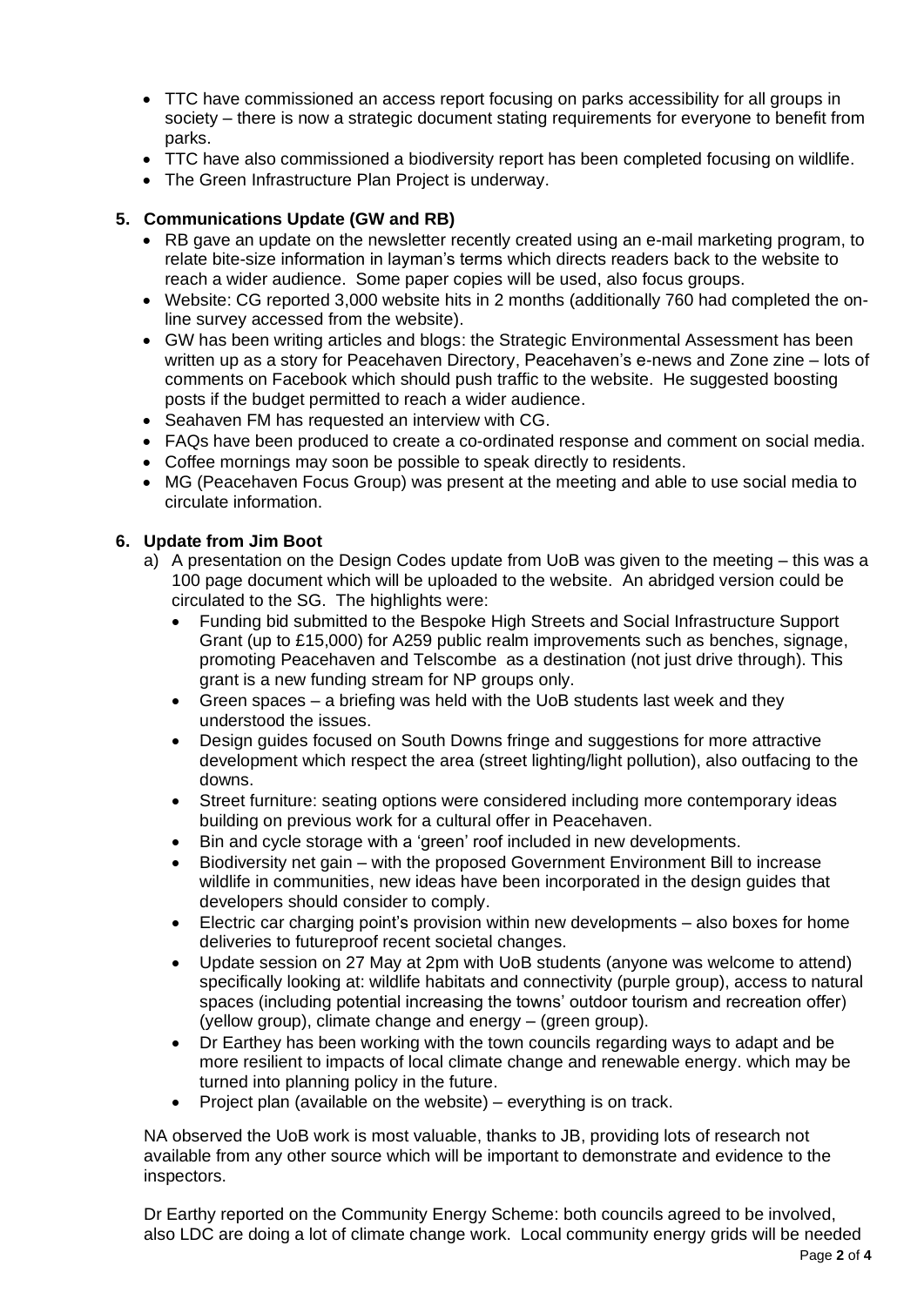- TTC have commissioned an access report focusing on parks accessibility for all groups in society – there is now a strategic document stating requirements for everyone to benefit from parks.
- TTC have also commissioned a biodiversity report has been completed focusing on wildlife.
- The Green Infrastructure Plan Project is underway.

## 5. Communications Update (GW and RB)

- RB gave an update on the newsletter recently created using an e-mail marketing program, to relate bite-size information in layman's terms which directs readers back to the website to reach a wider audience. Some paper copies will be used, also focus groups.
- Website: CG reported 3,000 website hits in 2 months (additionally 760 had completed the on-line survey accessed from the website).
- GW has been writing articles and blogs: the Strategic Environmental Assessment has been written up as a story for Peacehaven Directory, Peacehaven's e-news and Zone zine – lots of comments on Facebook which should push traffic to the website. He suggested boosting posts if the budget permitted to reach a wider audience.
- Seahaven FM has requested an interview with CG.
- FAQs have been produced to create a co-ordinated response and comment on social media.
- Coffee mornings may soon be possible to speak directly to residents.
- MG (Peacehaven Focus Group) was present at the meeting and able to use social media to circulate information.

## 6. Update from Jim Boot

a) A presentation on the Design Codes update from UoB was given to the meeting – this was a 100 page document which will be uploaded to the website. An abridged version could be circulated to the SG. The highlights were:

- Funding bid submitted to the Bespoke High Streets and Social Infrastructure Support Grant (up to £15,000) for A259 public realm improvements such as benches, signage, promoting Peacehaven and Telscombe as a destination (not just drive through). This grant is a new funding stream for NP groups only.
- Green spaces – a briefing was held with the UoB students last week and they understood the issues.
- Design guides focused on South Downs fringe and suggestions for more attractive development which respect the area (street lighting/light pollution), also outfacing to the downs.
- Street furniture: seating options were considered including more contemporary ideas building on previous work for a cultural offer in Peacehaven.
- Bin and cycle storage with a 'green' roof included in new developments.
- Biodiversity net gain – with the proposed Government Environment Bill to increase wildlife in communities, new ideas have been incorporated in the design guides that developers should consider to comply.
- Electric car charging point's provision within new developments – also boxes for home deliveries to futureproof recent societal changes.
- Update session on 27 May at 2pm with UoB students (anyone was welcome to attend) specifically looking at: wildlife habitats and connectivity (purple group), access to natural spaces (including potential increasing the towns' outdoor tourism and recreation offer) (yellow group), climate change and energy – (green group).
- Dr Earthey has been working with the town councils regarding ways to adapt and be more resilient to impacts of local climate change and renewable energy. which may be turned into planning policy in the future.
- Project plan (available on the website) – everything is on track.

NA observed the UoB work is most valuable, thanks to JB, providing lots of research not available from any other source which will be important to demonstrate and evidence to the inspectors.

Dr Earthy reported on the Community Energy Scheme: both councils agreed to be involved, also LDC are doing a lot of climate change work. Local community energy grids will be needed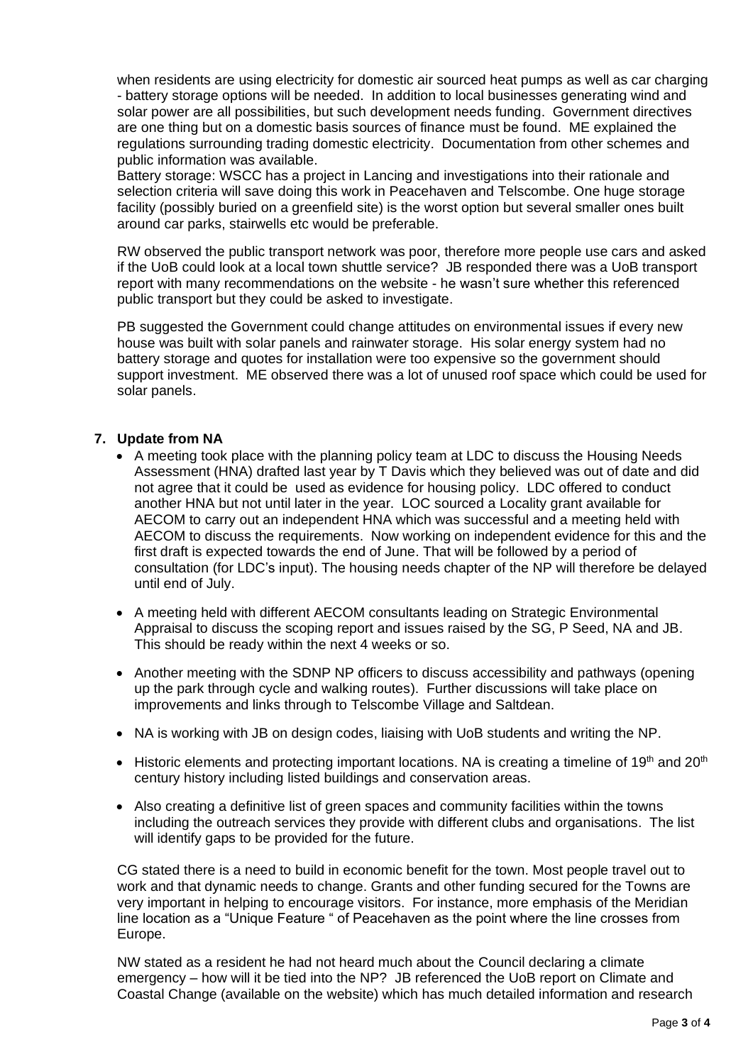when residents are using electricity for domestic air sourced heat pumps as well as car charging - battery storage options will be needed. In addition to local businesses generating wind and solar power are all possibilities, but such development needs funding. Government directives are one thing but on a domestic basis sources of finance must be found. ME explained the regulations surrounding trading domestic electricity. Documentation from other schemes and public information was available.
Battery storage: WSCC has a project in Lancing and investigations into their rationale and selection criteria will save doing this work in Peacehaven and Telscombe. One huge storage facility (possibly buried on a greenfield site) is the worst option but several smaller ones built around car parks, stairwells etc would be preferable.

RW observed the public transport network was poor, therefore more people use cars and asked if the UoB could look at a local town shuttle service? JB responded there was a UoB transport report with many recommendations on the website - he wasn't sure whether this referenced public transport but they could be asked to investigate.

PB suggested the Government could change attitudes on environmental issues if every new house was built with solar panels and rainwater storage. His solar energy system had no battery storage and quotes for installation were too expensive so the government should support investment. ME observed there was a lot of unused roof space which could be used for solar panels.

## 7. Update from NA

- A meeting took place with the planning policy team at LDC to discuss the Housing Needs Assessment (HNA) drafted last year by T Davis which they believed was out of date and did not agree that it could be used as evidence for housing policy. LDC offered to conduct another HNA but not until later in the year. LOC sourced a Locality grant available for AECOM to carry out an independent HNA which was successful and a meeting held with AECOM to discuss the requirements. Now working on independent evidence for this and the first draft is expected towards the end of June. That will be followed by a period of consultation (for LDC's input). The housing needs chapter of the NP will therefore be delayed until end of July.

- A meeting held with different AECOM consultants leading on Strategic Environmental Appraisal to discuss the scoping report and issues raised by the SG, P Seed, NA and JB. This should be ready within the next 4 weeks or so.

- Another meeting with the SDNP NP officers to discuss accessibility and pathways (opening up the park through cycle and walking routes). Further discussions will take place on improvements and links through to Telscombe Village and Saltdean.

- NA is working with JB on design codes, liaising with UoB students and writing the NP.

- Historic elements and protecting important locations. NA is creating a timeline of 19th and 20th century history including listed buildings and conservation areas.

- Also creating a definitive list of green spaces and community facilities within the towns including the outreach services they provide with different clubs and organisations. The list will identify gaps to be provided for the future.

CG stated there is a need to build in economic benefit for the town. Most people travel out to work and that dynamic needs to change. Grants and other funding secured for the Towns are very important in helping to encourage visitors. For instance, more emphasis of the Meridian line location as a "Unique Feature " of Peacehaven as the point where the line crosses from Europe.

NW stated as a resident he had not heard much about the Council declaring a climate emergency – how will it be tied into the NP? JB referenced the UoB report on Climate and Coastal Change (available on the website) which has much detailed information and research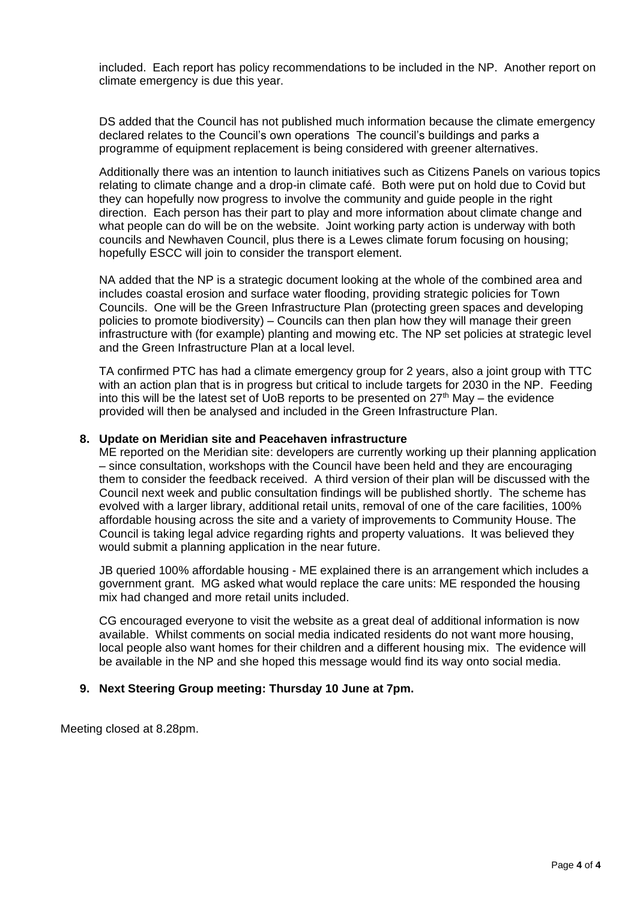included. Each report has policy recommendations to be included in the NP. Another report on climate emergency is due this year.

DS added that the Council has not published much information because the climate emergency declared relates to the Council's own operations The council's buildings and parks a programme of equipment replacement is being considered with greener alternatives.

Additionally there was an intention to launch initiatives such as Citizens Panels on various topics relating to climate change and a drop-in climate café. Both were put on hold due to Covid but they can hopefully now progress to involve the community and guide people in the right direction. Each person has their part to play and more information about climate change and what people can do will be on the website. Joint working party action is underway with both councils and Newhaven Council, plus there is a Lewes climate forum focusing on housing; hopefully ESCC will join to consider the transport element.

NA added that the NP is a strategic document looking at the whole of the combined area and includes coastal erosion and surface water flooding, providing strategic policies for Town Councils. One will be the Green Infrastructure Plan (protecting green spaces and developing policies to promote biodiversity) – Councils can then plan how they will manage their green infrastructure with (for example) planting and mowing etc. The NP set policies at strategic level and the Green Infrastructure Plan at a local level.

TA confirmed PTC has had a climate emergency group for 2 years, also a joint group with TTC with an action plan that is in progress but critical to include targets for 2030 in the NP. Feeding into this will be the latest set of UoB reports to be presented on 27th May – the evidence provided will then be analysed and included in the Green Infrastructure Plan.

**8. Update on Meridian site and Peacehaven infrastructure**

ME reported on the Meridian site: developers are currently working up their planning application – since consultation, workshops with the Council have been held and they are encouraging them to consider the feedback received. A third version of their plan will be discussed with the Council next week and public consultation findings will be published shortly. The scheme has evolved with a larger library, additional retail units, removal of one of the care facilities, 100% affordable housing across the site and a variety of improvements to Community House. The Council is taking legal advice regarding rights and property valuations. It was believed they would submit a planning application in the near future.

JB queried 100% affordable housing - ME explained there is an arrangement which includes a government grant. MG asked what would replace the care units: ME responded the housing mix had changed and more retail units included.

CG encouraged everyone to visit the website as a great deal of additional information is now available. Whilst comments on social media indicated residents do not want more housing, local people also want homes for their children and a different housing mix. The evidence will be available in the NP and she hoped this message would find its way onto social media.

**9. Next Steering Group meeting: Thursday 10 June at 7pm.**

Meeting closed at 8.28pm.